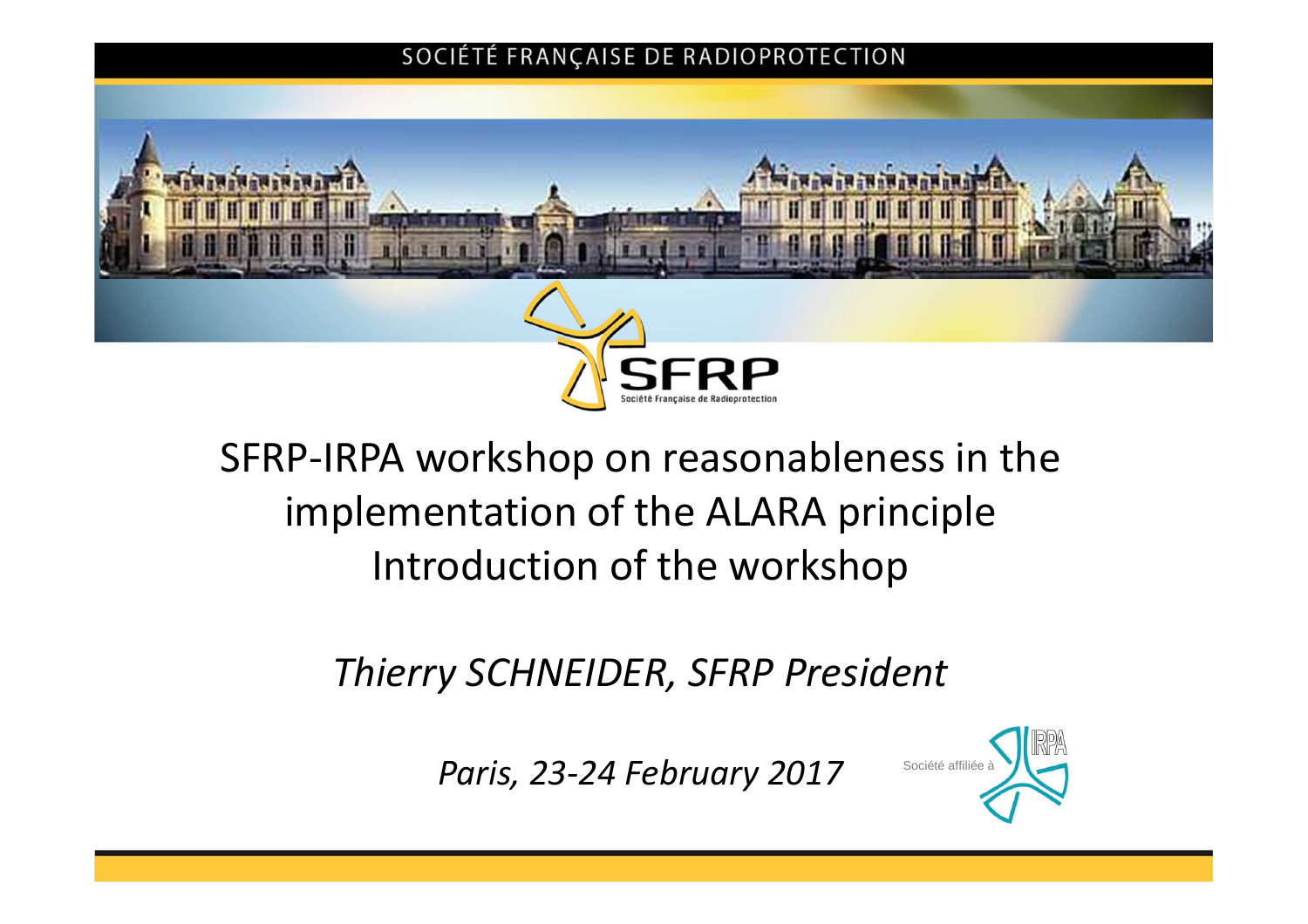SOCIÉTÉ FRANÇAISE DE RADIOPROTECTION

SFRP

Société Française de Radioprotection

# SFRP-IRPA workshop on reasonableness in the implementation of the ALARA principle
# Introduction of the workshop

*Thierry SCHNEIDER, SFRP President*

*Paris, 23-24 February 2017*

Société affiliée à IRPA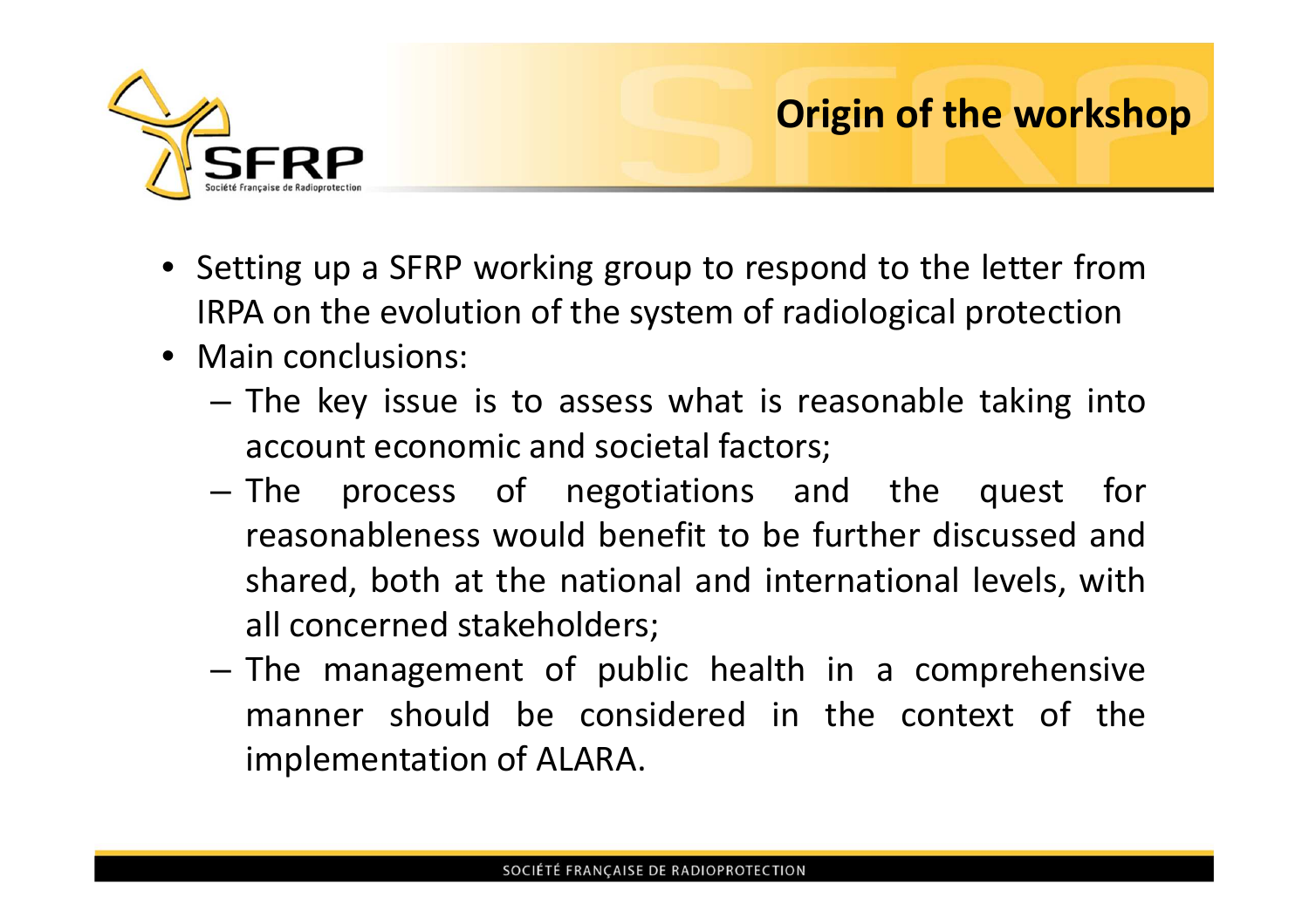## Origin of the workshop

- Setting up a SFRP working group to respond to the letter from IRPA on the evolution of the system of radiological protection
- Main conclusions:
  - The key issue is to assess what is reasonable taking into account economic and societal factors;
  - The process of negotiations and the quest for reasonableness would benefit to be further discussed and shared, both at the national and international levels, with all concerned stakeholders;
  - The management of public health in a comprehensive manner should be considered in the context of the implementation of ALARA.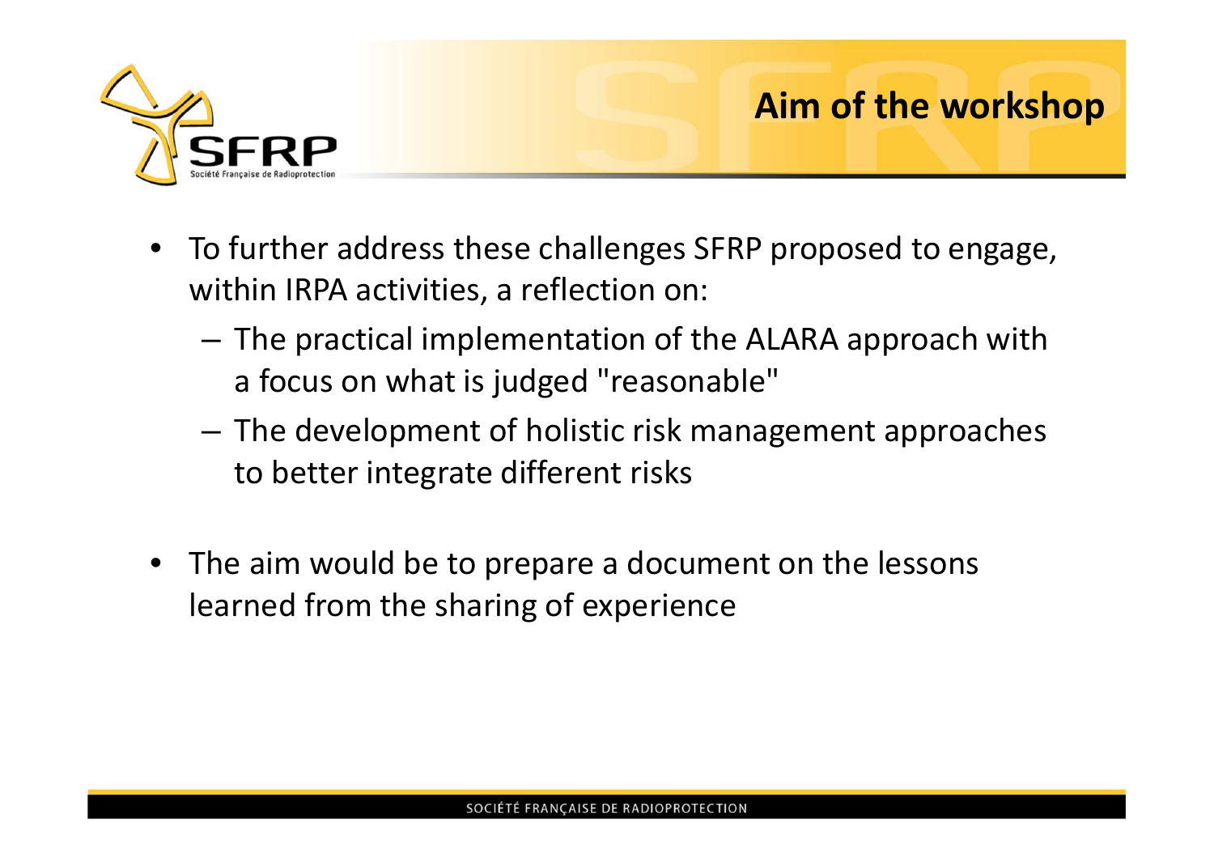# Aim of the workshop

- To further address these challenges SFRP proposed to engage, within IRPA activities, a reflection on:
  - The practical implementation of the ALARA approach with a focus on what is judged "reasonable"
  - The development of holistic risk management approaches to better integrate different risks

- The aim would be to prepare a document on the lessons learned from the sharing of experience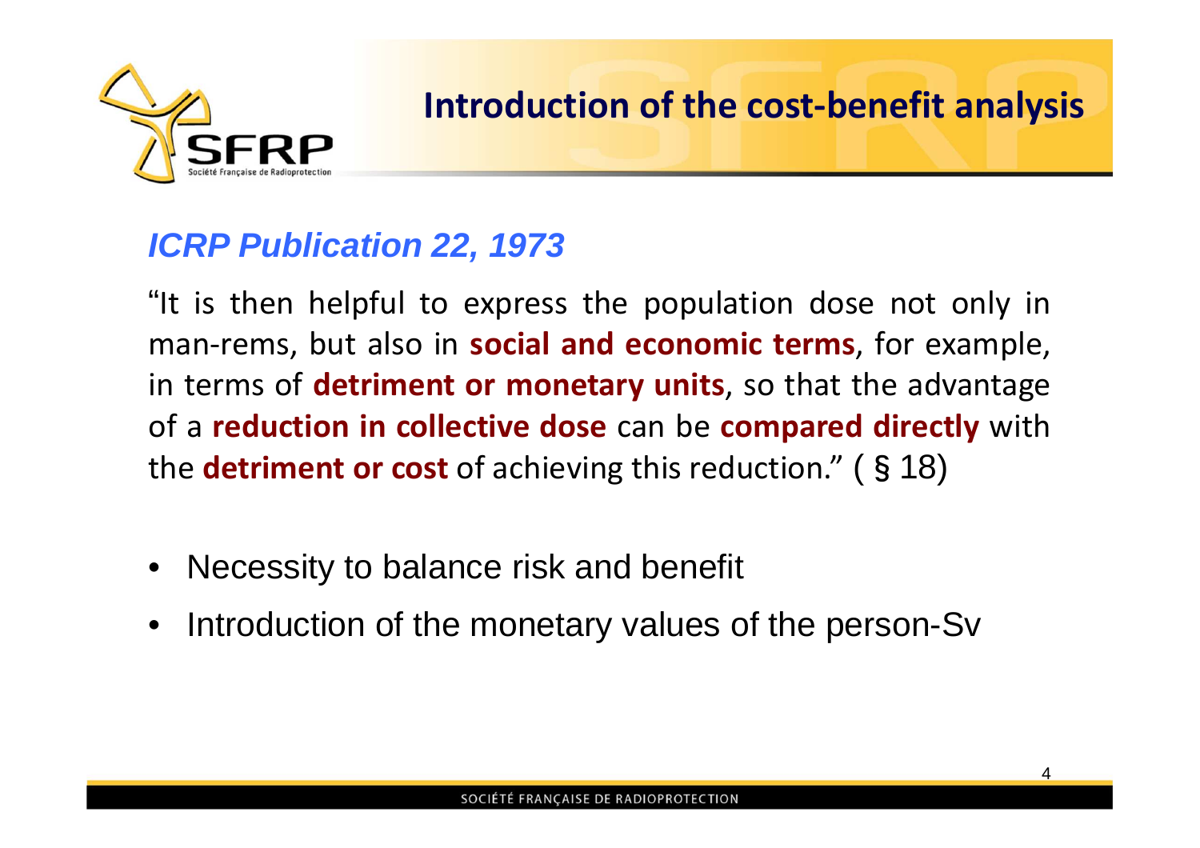# Introduction of the cost-benefit analysis

## *ICRP Publication 22, 1973*

"It is then helpful to express the population dose not only in man-rems, but also in **social and economic terms**, for example, in terms of **detriment or monetary units**, so that the advantage of a **reduction in collective dose** can be **compared directly** with the **detriment or cost** of achieving this reduction." ( § 18)

- Necessity to balance risk and benefit
- Introduction of the monetary values of the person-Sv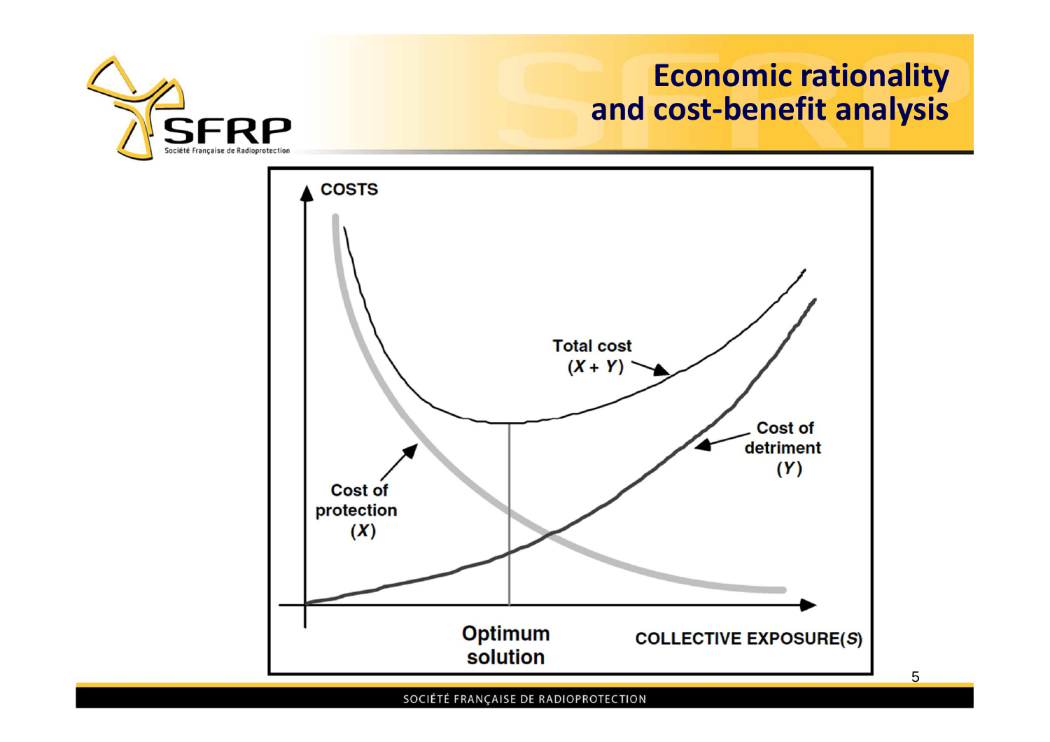# Economic rationality and cost-benefit analysis

COSTS

Total cost ($X + Y$)

Cost of protection ($X$)

Cost of detriment ($Y$)

Optimum solution

COLLECTIVE EXPOSURE($S$)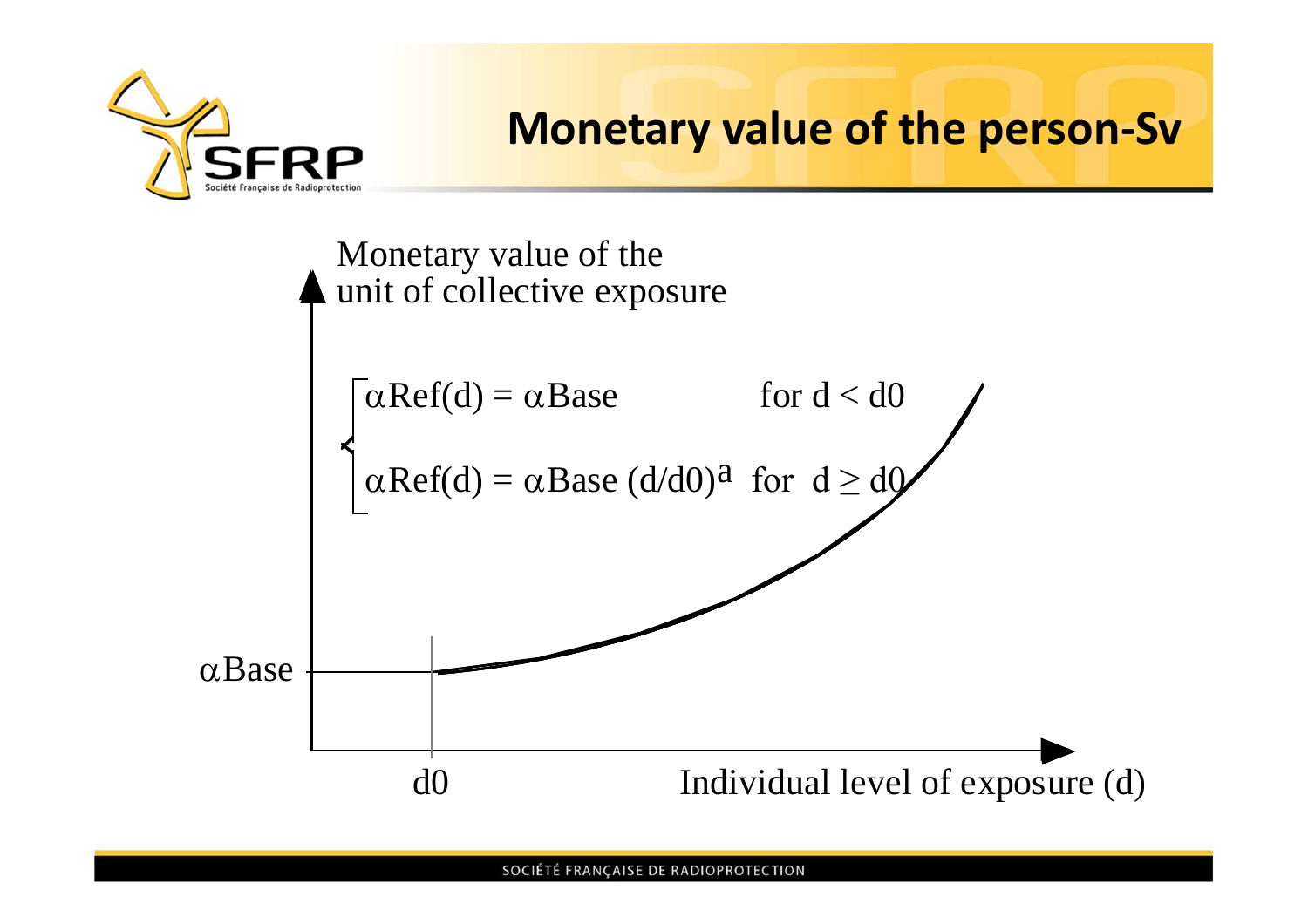# Monetary value of the person-Sv

Monetary value of the unit of collective exposure

$$
\begin{cases}
\alpha Ref(d) = \alpha Base & \text{for } d < d0 \\
\alpha Ref(d) = \alpha Base\,(d/d0)^{a} & \text{for } d \geq d0
\end{cases}
$$

$\alpha$Base

d0

Individual level of exposure (d)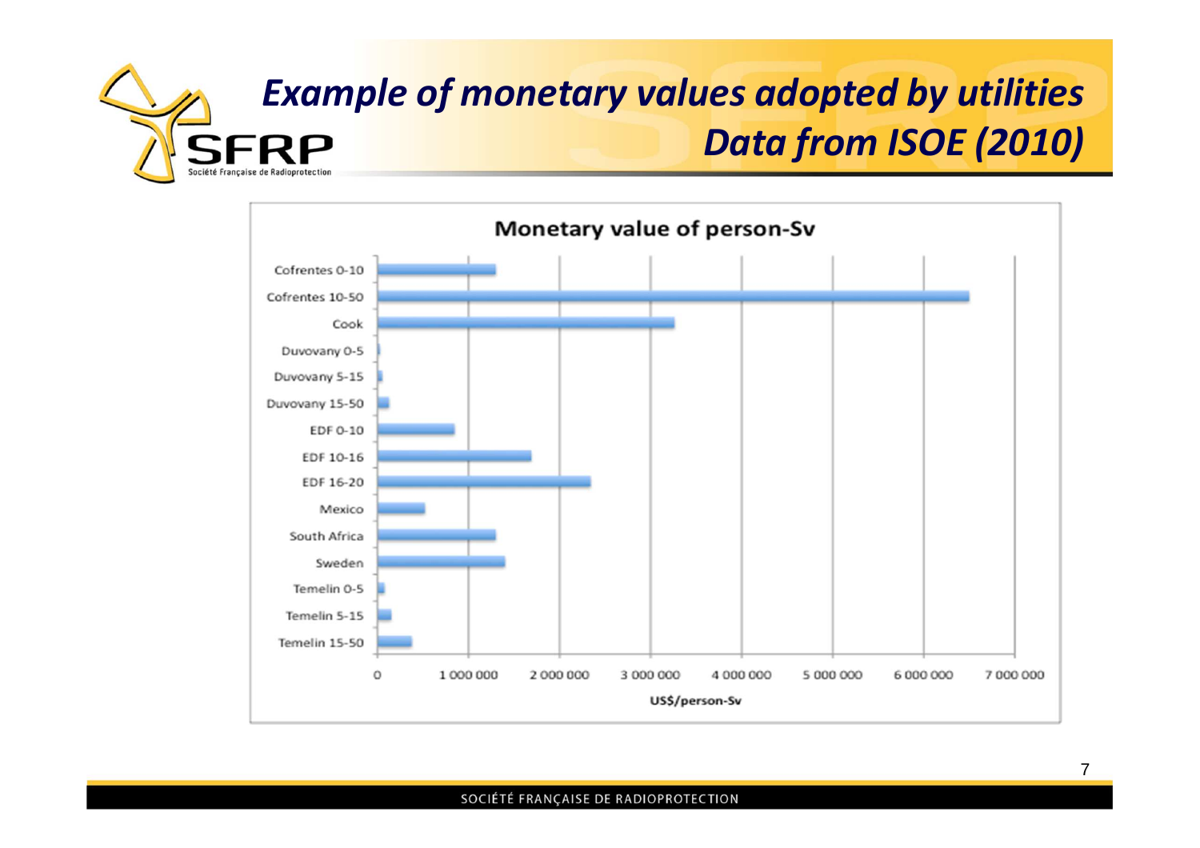# Example of monetary values adopted by utilities Data from ISOE (2010)

Monetary value of person-Sv

Cofrentes 0-10
Cofrentes 10-50
Cook
Duvovany 0-5
Duvovany 5-15
Duvovany 15-50
EDF 0-10
EDF 10-16
EDF 16-20
Mexico
South Africa
Sweden
Temelin 0-5
Temelin 5-15
Temelin 15-50

0 | 1 000 000 | 2 000 000 | 3 000 000 | 4 000 000 | 5 000 000 | 6 000 000 | 7 000 000

US$/person-Sv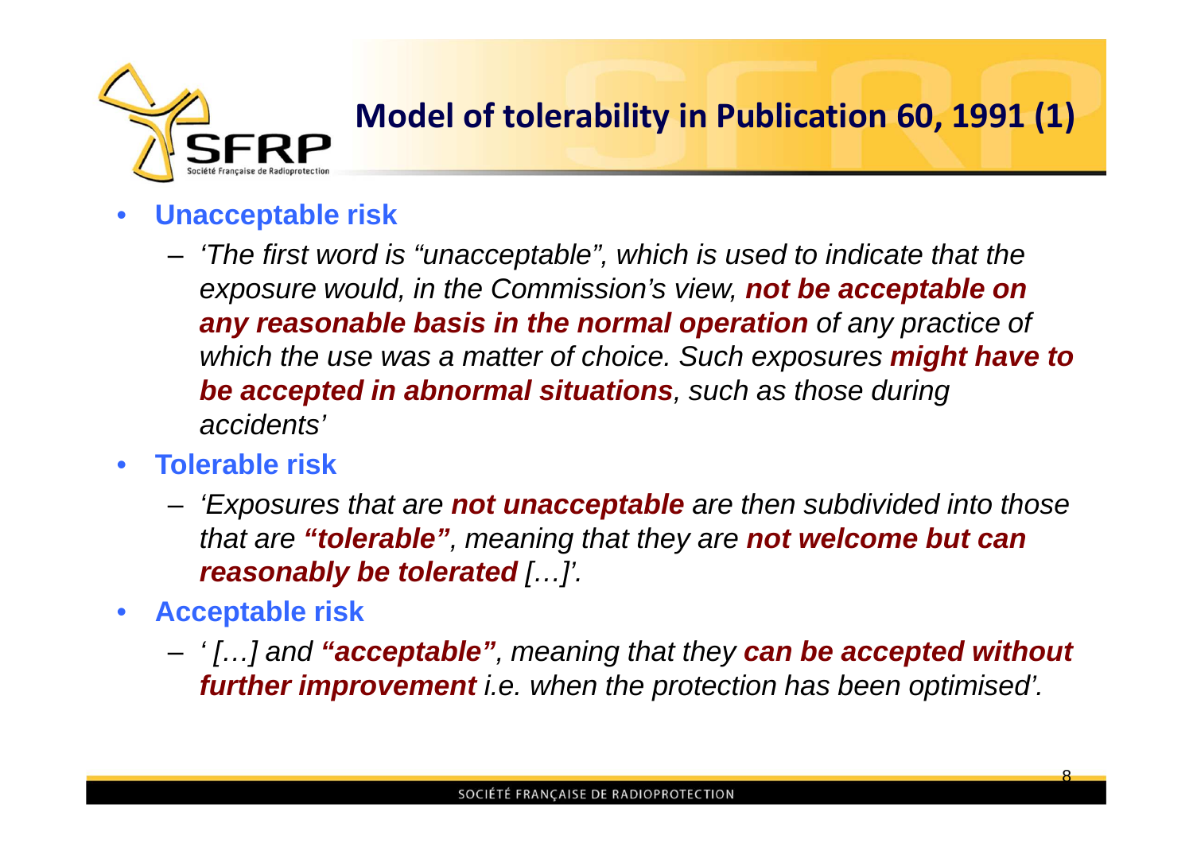# Model of tolerability in Publication 60, 1991 (1)

- **Unacceptable risk**
  - *'The first word is "unacceptable", which is used to indicate that the exposure would, in the Commission's view, **not be acceptable on any reasonable basis in the normal operation** of any practice of which the use was a matter of choice. Such exposures **might have to be accepted in abnormal situations**, such as those during accidents'*
- **Tolerable risk**
  - *'Exposures that are **not unacceptable** are then subdivided into those that are **"tolerable"**, meaning that they are **not welcome but can reasonably be tolerated** […]'.*
- **Acceptable risk**
  - *' […] and **"acceptable"**, meaning that they **can be accepted without further improvement** i.e. when the protection has been optimised'.*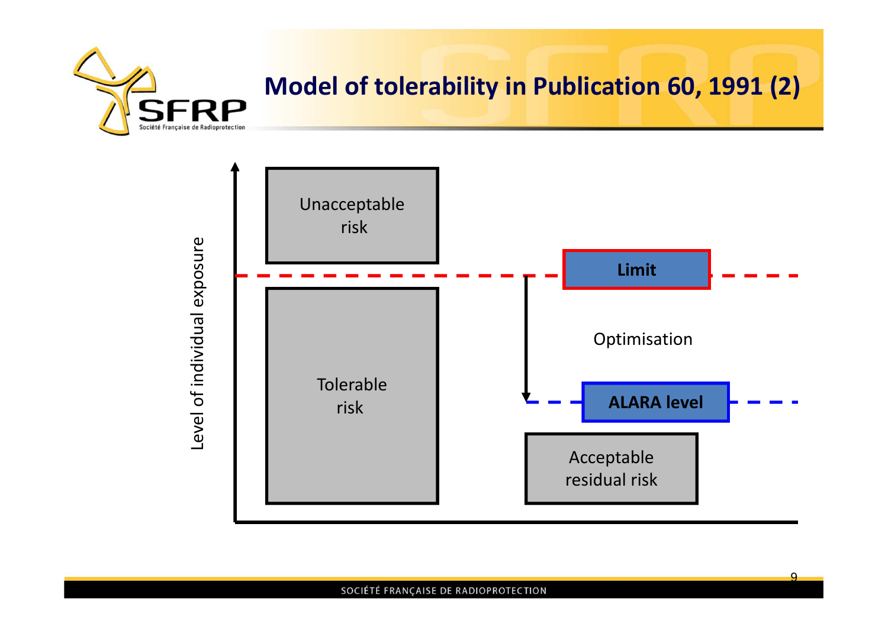# Model of tolerability in Publication 60, 1991 (2)

Level of individual exposure

Unacceptable risk

Limit

Optimisation

Tolerable risk

ALARA level

Acceptable residual risk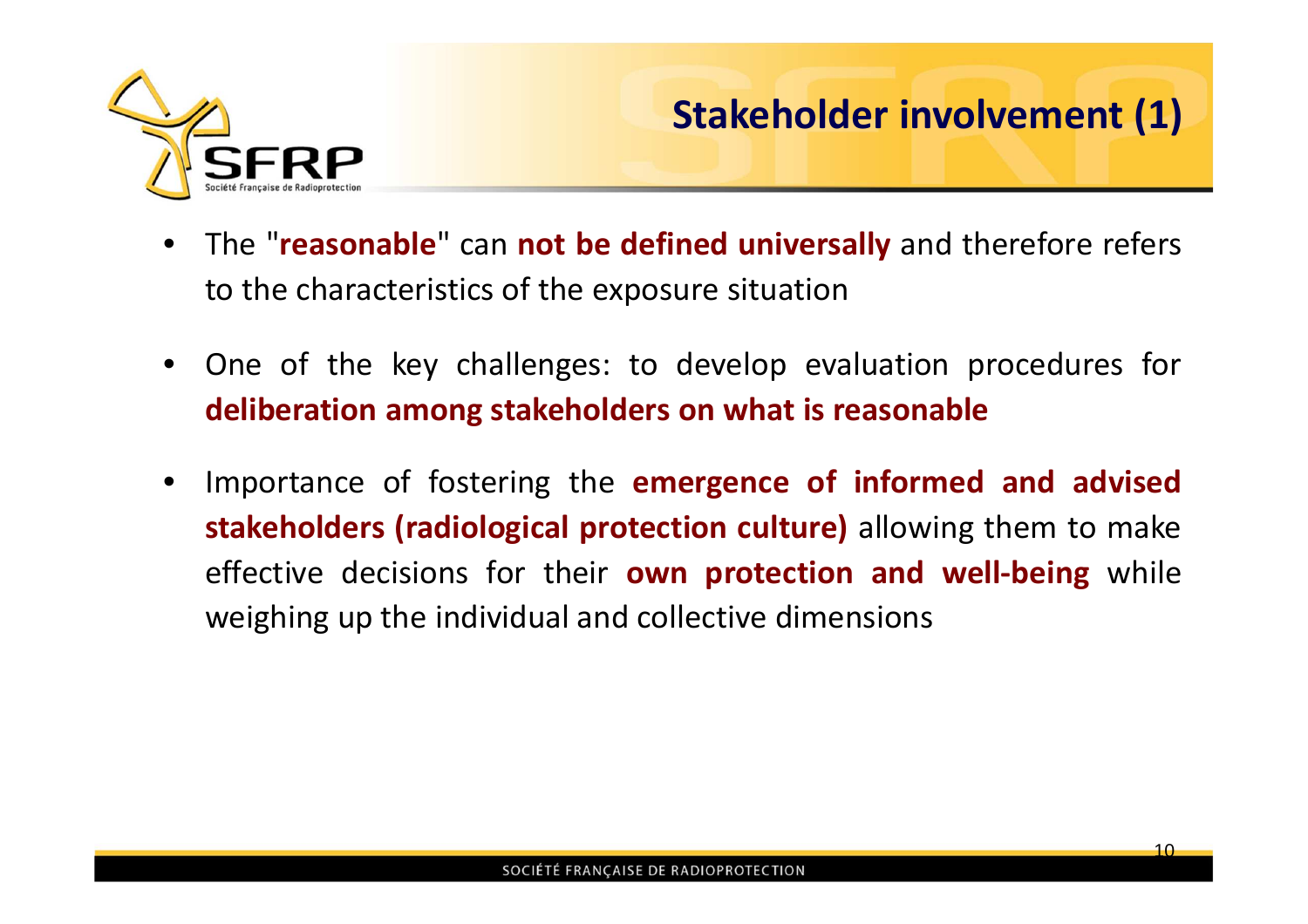# Stakeholder involvement (1)

- The "**reasonable**" can **not be defined universally** and therefore refers to the characteristics of the exposure situation
- One of the key challenges: to develop evaluation procedures for **deliberation among stakeholders on what is reasonable**
- Importance of fostering the **emergence of informed and advised stakeholders (radiological protection culture)** allowing them to make effective decisions for their **own protection and well-being** while weighing up the individual and collective dimensions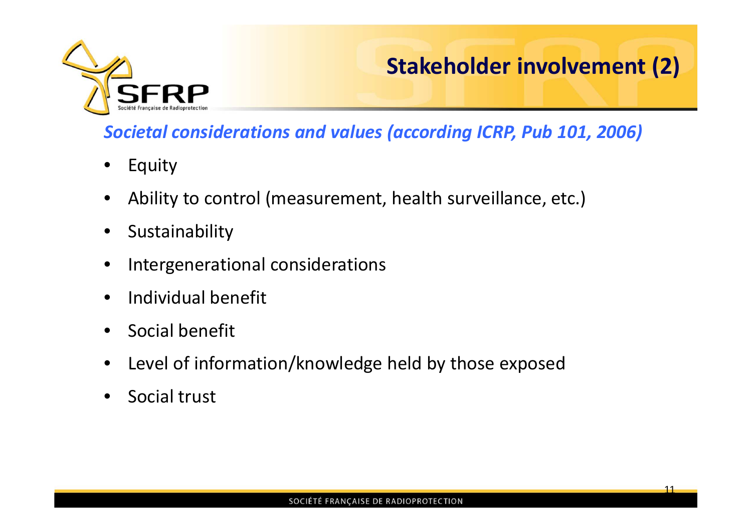# Stakeholder involvement (2)

***Societal considerations and values (according ICRP, Pub 101, 2006)***

- Equity
- Ability to control (measurement, health surveillance, etc.)
- Sustainability
- Intergenerational considerations
- Individual benefit
- Social benefit
- Level of information/knowledge held by those exposed
- Social trust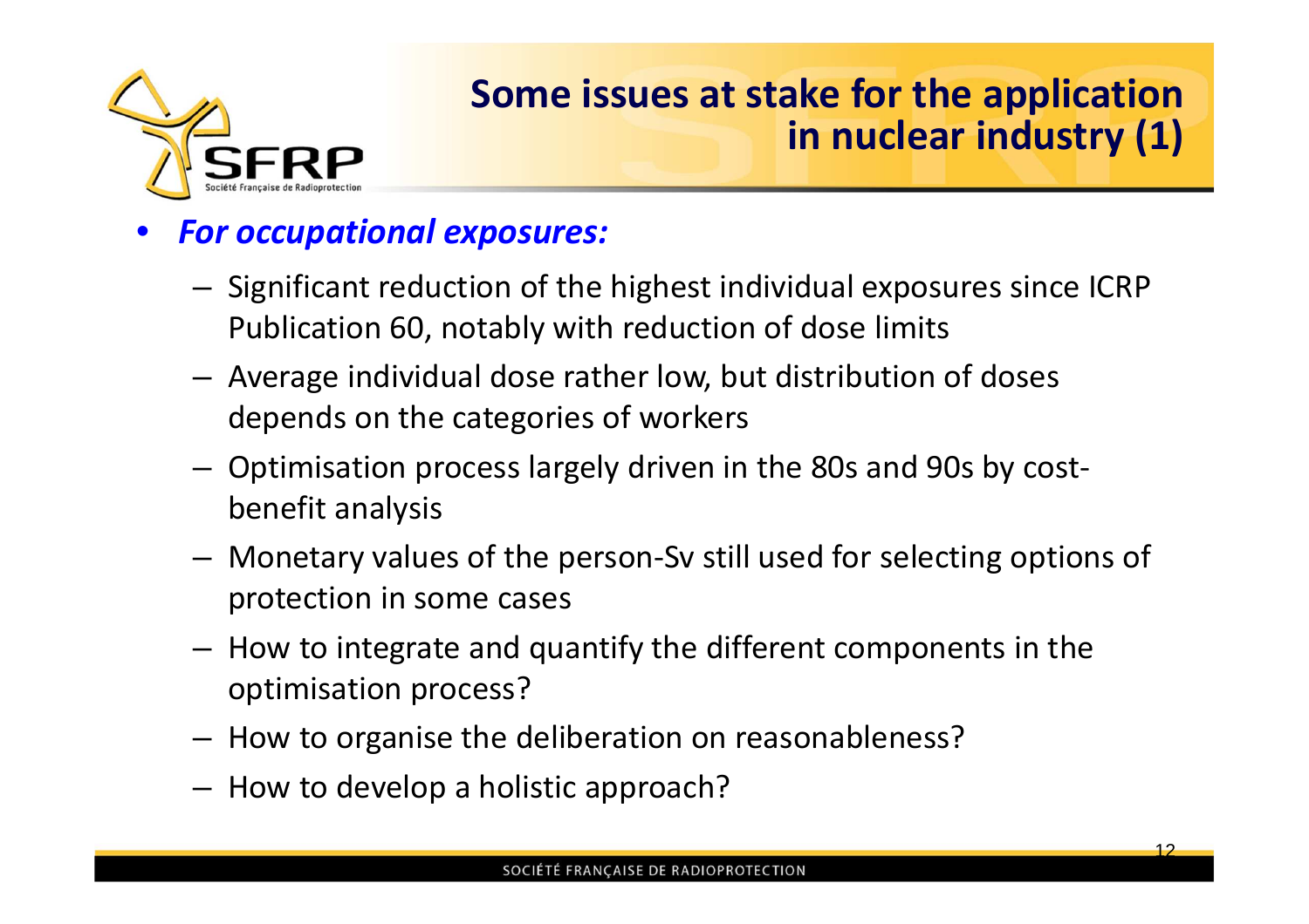# Some issues at stake for the application in nuclear industry (1)

- ***For occupational exposures:***
  - Significant reduction of the highest individual exposures since ICRP Publication 60, notably with reduction of dose limits
  - Average individual dose rather low, but distribution of doses depends on the categories of workers
  - Optimisation process largely driven in the 80s and 90s by cost-benefit analysis
  - Monetary values of the person-Sv still used for selecting options of protection in some cases
  - How to integrate and quantify the different components in the optimisation process?
  - How to organise the deliberation on reasonableness?
  - How to develop a holistic approach?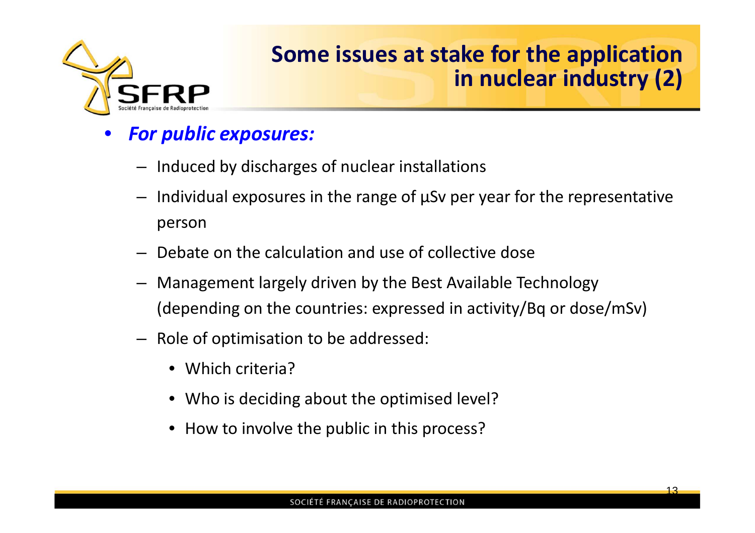# Some issues at stake for the application in nuclear industry (2)

- ***For public exposures:***
  - Induced by discharges of nuclear installations
  - Individual exposures in the range of µSv per year for the representative person
  - Debate on the calculation and use of collective dose
  - Management largely driven by the Best Available Technology (depending on the countries: expressed in activity/Bq or dose/mSv)
  - Role of optimisation to be addressed:
    - Which criteria?
    - Who is deciding about the optimised level?
    - How to involve the public in this process?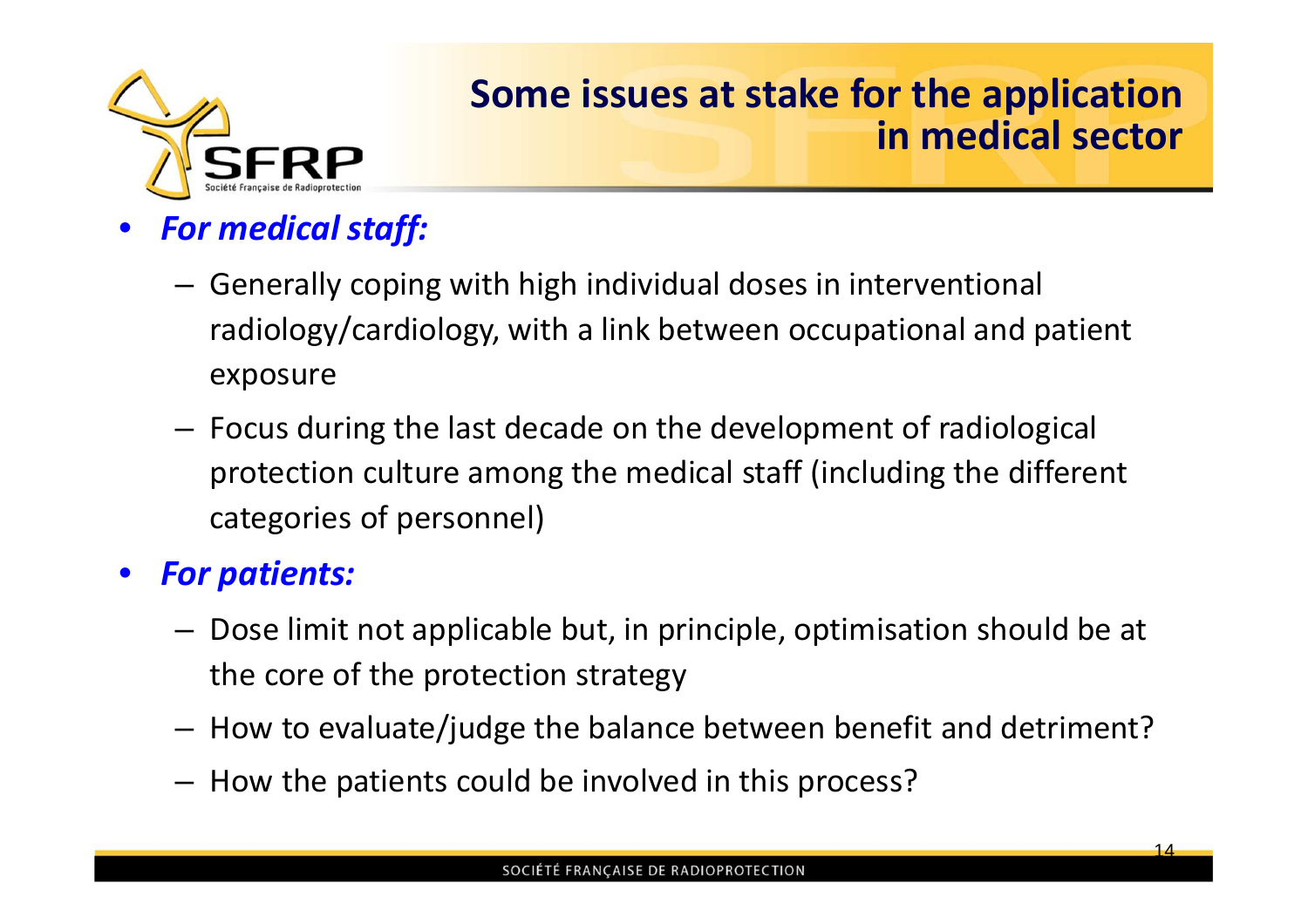# Some issues at stake for the application in medical sector

- ***For medical staff:***
  - Generally coping with high individual doses in interventional radiology/cardiology, with a link between occupational and patient exposure
  - Focus during the last decade on the development of radiological protection culture among the medical staff (including the different categories of personnel)
- ***For patients:***
  - Dose limit not applicable but, in principle, optimisation should be at the core of the protection strategy
  - How to evaluate/judge the balance between benefit and detriment?
  - How the patients could be involved in this process?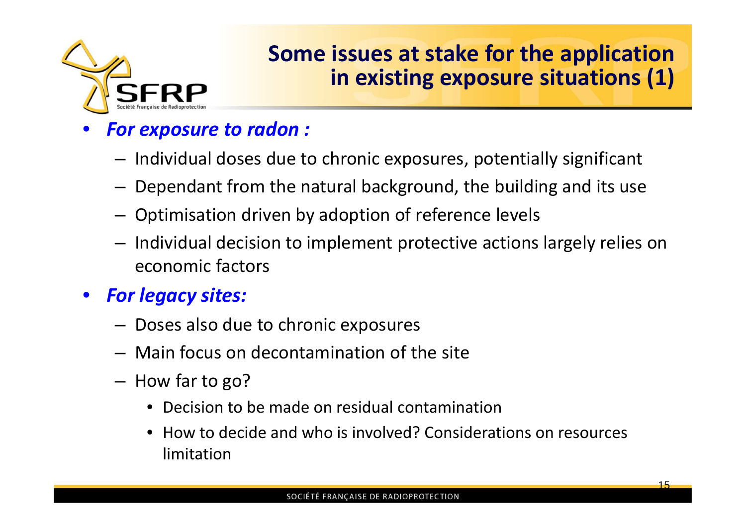# Some issues at stake for the application in existing exposure situations (1)

- ***For exposure to radon :***
  - Individual doses due to chronic exposures, potentially significant
  - Dependant from the natural background, the building and its use
  - Optimisation driven by adoption of reference levels
  - Individual decision to implement protective actions largely relies on economic factors
- ***For legacy sites:***
  - Doses also due to chronic exposures
  - Main focus on decontamination of the site
  - How far to go?
    - Decision to be made on residual contamination
    - How to decide and who is involved? Considerations on resources limitation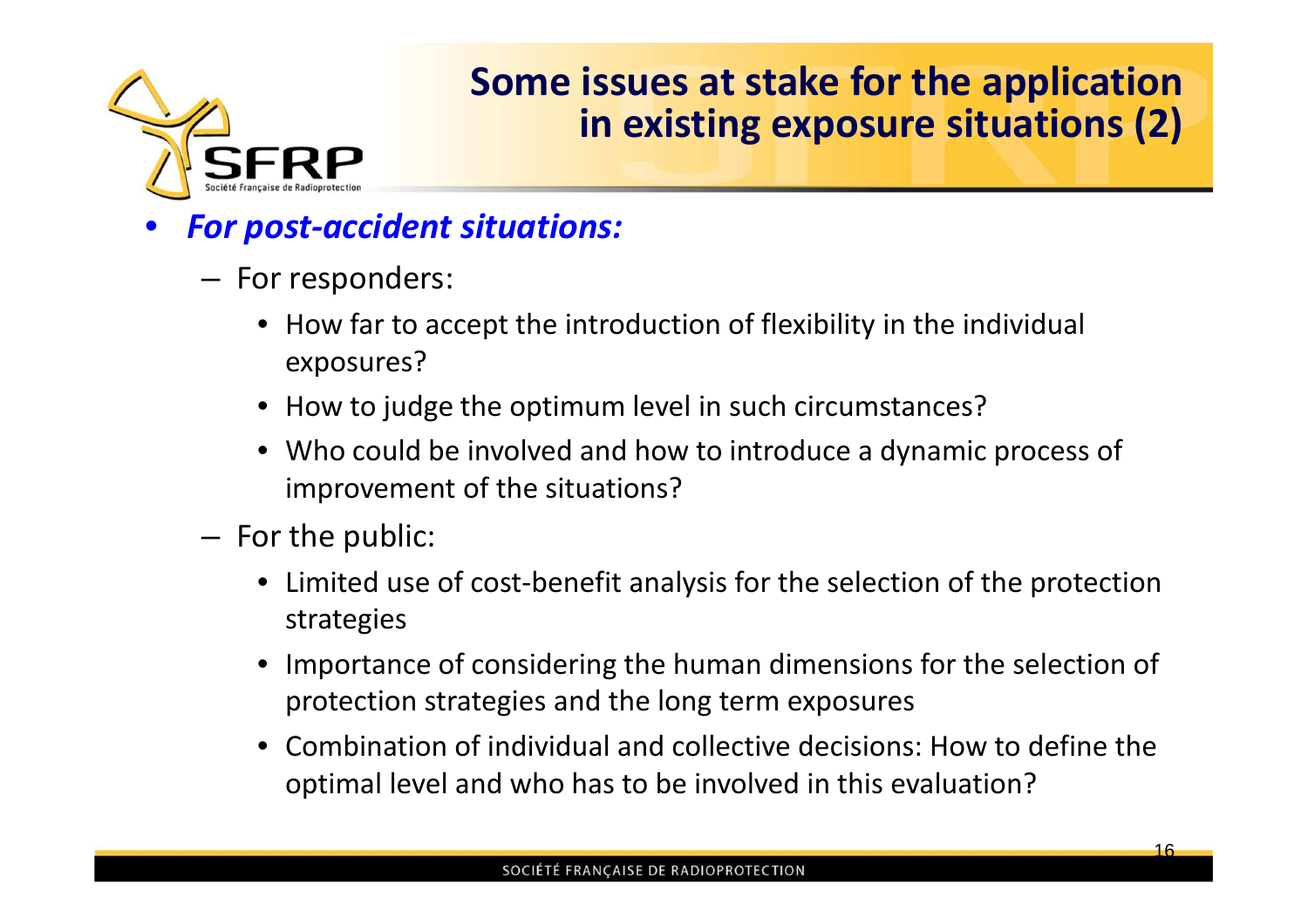# Some issues at stake for the application in existing exposure situations (2)

- ***For post-accident situations:***
  - For responders:
    - How far to accept the introduction of flexibility in the individual exposures?
    - How to judge the optimum level in such circumstances?
    - Who could be involved and how to introduce a dynamic process of improvement of the situations?
  - For the public:
    - Limited use of cost-benefit analysis for the selection of the protection strategies
    - Importance of considering the human dimensions for the selection of protection strategies and the long term exposures
    - Combination of individual and collective decisions: How to define the optimal level and who has to be involved in this evaluation?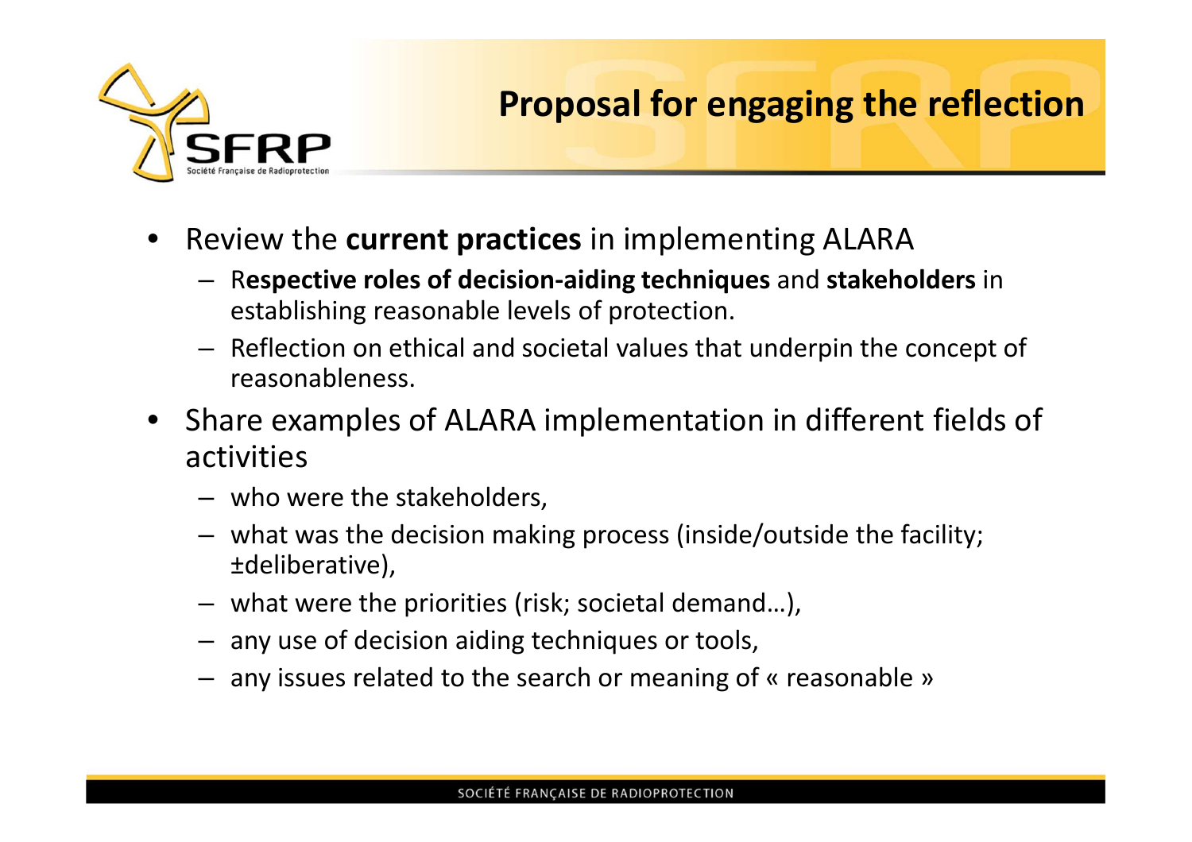# Proposal for engaging the reflection

- Review the **current practices** in implementing ALARA
  - R**espective roles of decision-aiding techniques** and **stakeholders** in establishing reasonable levels of protection.
  - Reflection on ethical and societal values that underpin the concept of reasonableness.
- Share examples of ALARA implementation in different fields of activities
  - who were the stakeholders,
  - what was the decision making process (inside/outside the facility; ±deliberative),
  - what were the priorities (risk; societal demand…),
  - any use of decision aiding techniques or tools,
  - any issues related to the search or meaning of « reasonable »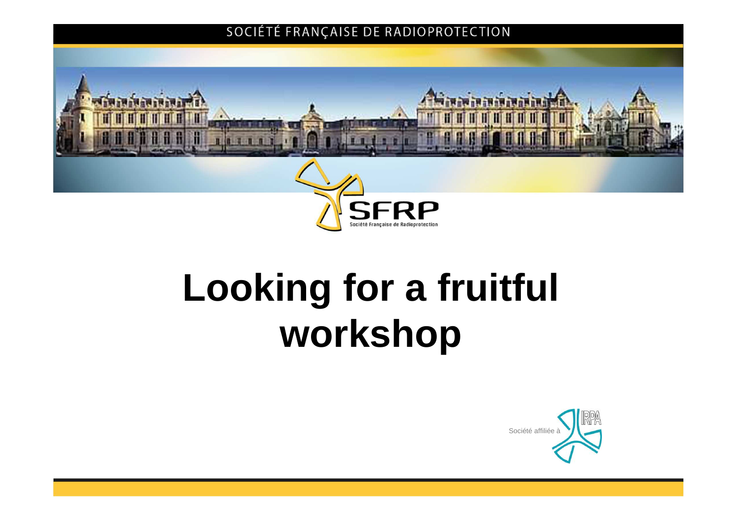SOCIÉTÉ FRANÇAISE DE RADIOPROTECTION

SFRP

Société Française de Radioprotection

# Looking for a fruitful workshop

Société affiliée à IRPA